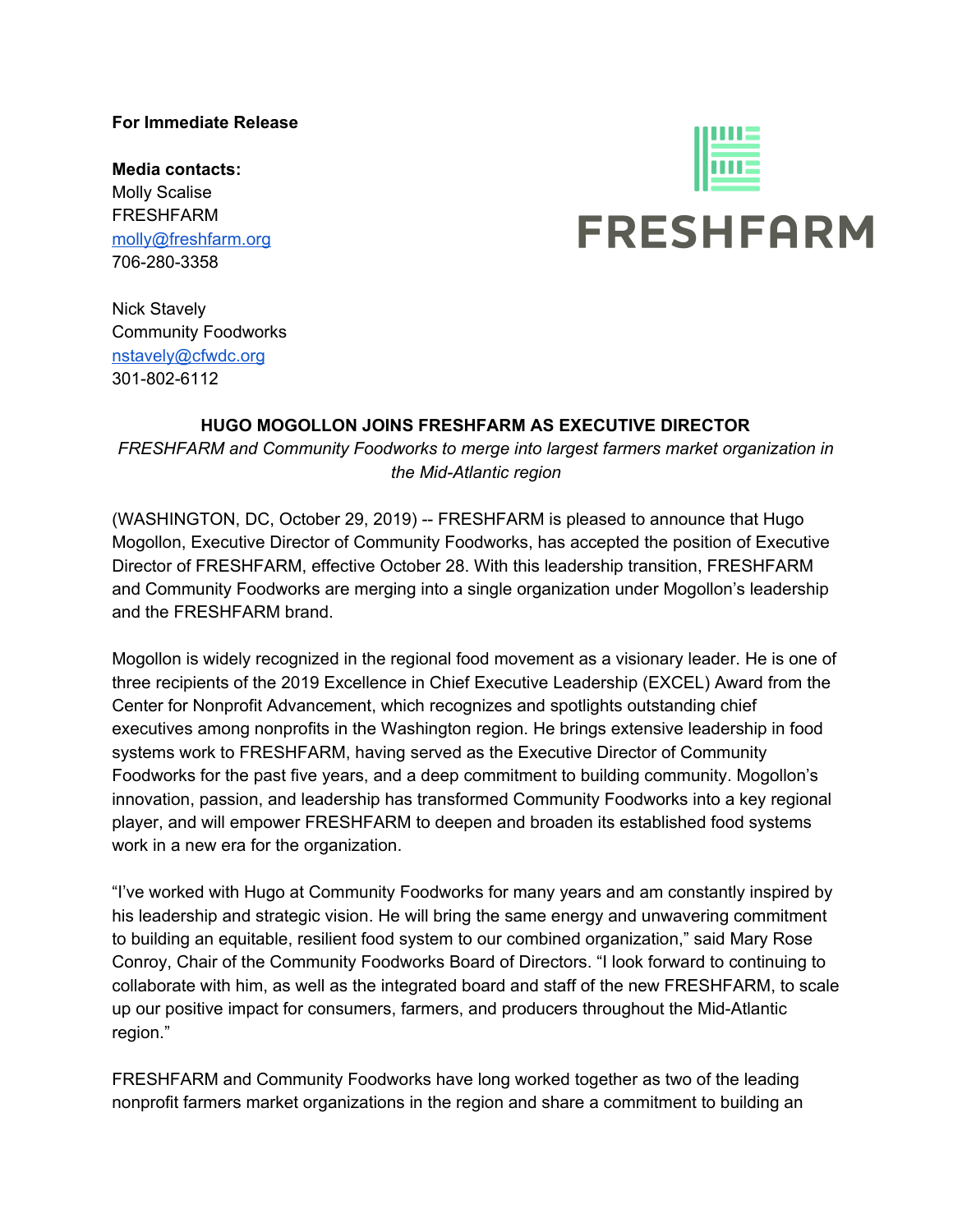**For Immediate Release**

**Media contacts:**
Molly Scalise
FRESHFARM
molly@freshfarm.org
706-280-3358

FRESHFARM

Nick Stavely
Community Foodworks
nstavely@cfwdc.org
301-802-6112

## HUGO MOGOLLON JOINS FRESHFARM AS EXECUTIVE DIRECTOR

*FRESHFARM and Community Foodworks to merge into largest farmers market organization in the Mid-Atlantic region*

(WASHINGTON, DC, October 29, 2019) -- FRESHFARM is pleased to announce that Hugo Mogollon, Executive Director of Community Foodworks, has accepted the position of Executive Director of FRESHFARM, effective October 28. With this leadership transition, FRESHFARM and Community Foodworks are merging into a single organization under Mogollon's leadership and the FRESHFARM brand.

Mogollon is widely recognized in the regional food movement as a visionary leader. He is one of three recipients of the 2019 Excellence in Chief Executive Leadership (EXCEL) Award from the Center for Nonprofit Advancement, which recognizes and spotlights outstanding chief executives among nonprofits in the Washington region. He brings extensive leadership in food systems work to FRESHFARM, having served as the Executive Director of Community Foodworks for the past five years, and a deep commitment to building community. Mogollon's innovation, passion, and leadership has transformed Community Foodworks into a key regional player, and will empower FRESHFARM to deepen and broaden its established food systems work in a new era for the organization.

"I've worked with Hugo at Community Foodworks for many years and am constantly inspired by his leadership and strategic vision. He will bring the same energy and unwavering commitment to building an equitable, resilient food system to our combined organization," said Mary Rose Conroy, Chair of the Community Foodworks Board of Directors. "I look forward to continuing to collaborate with him, as well as the integrated board and staff of the new FRESHFARM, to scale up our positive impact for consumers, farmers, and producers throughout the Mid-Atlantic region."

FRESHFARM and Community Foodworks have long worked together as two of the leading nonprofit farmers market organizations in the region and share a commitment to building an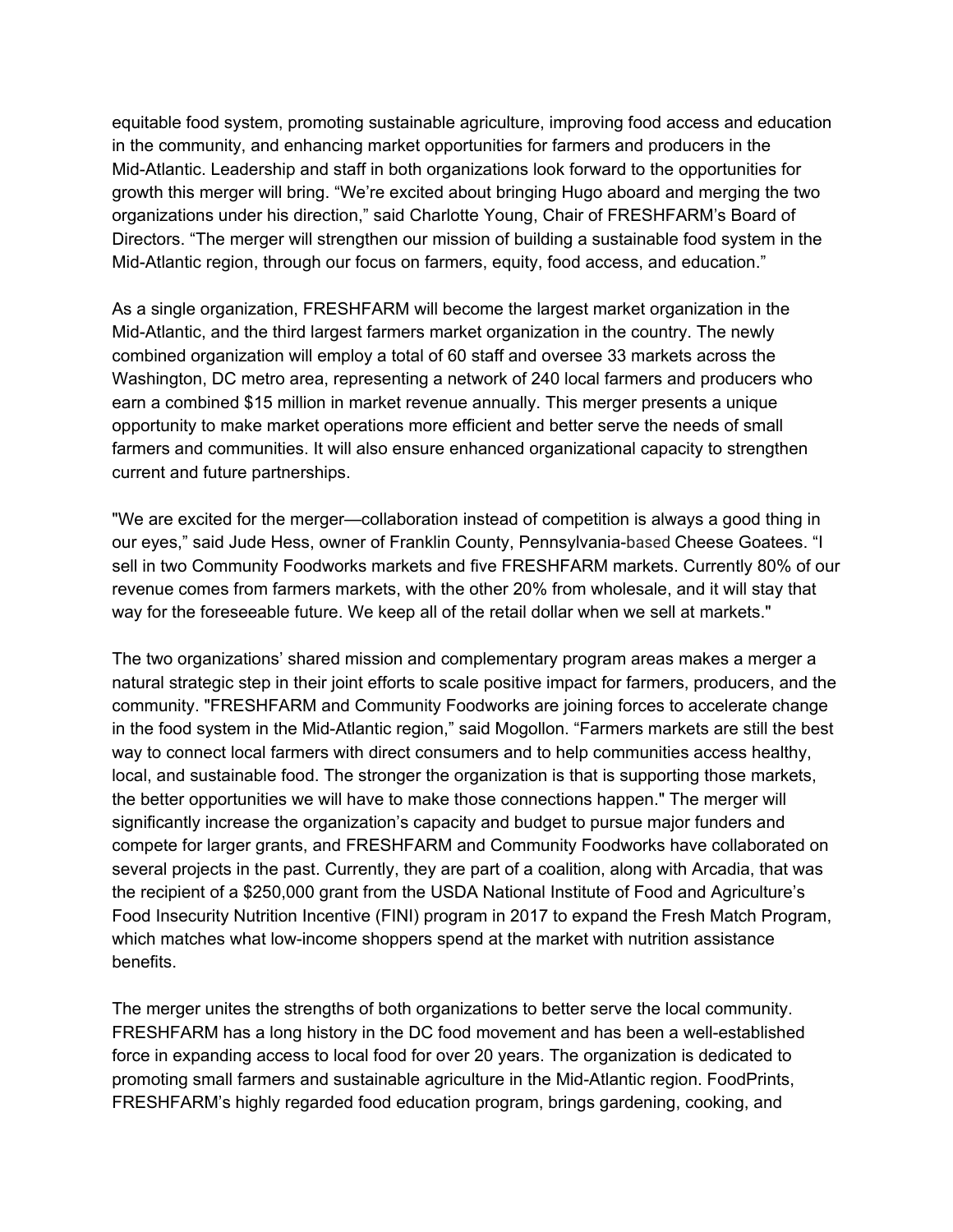equitable food system, promoting sustainable agriculture, improving food access and education in the community, and enhancing market opportunities for farmers and producers in the Mid-Atlantic. Leadership and staff in both organizations look forward to the opportunities for growth this merger will bring. "We're excited about bringing Hugo aboard and merging the two organizations under his direction," said Charlotte Young, Chair of FRESHFARM's Board of Directors. "The merger will strengthen our mission of building a sustainable food system in the Mid-Atlantic region, through our focus on farmers, equity, food access, and education."

As a single organization, FRESHFARM will become the largest market organization in the Mid-Atlantic, and the third largest farmers market organization in the country. The newly combined organization will employ a total of 60 staff and oversee 33 markets across the Washington, DC metro area, representing a network of 240 local farmers and producers who earn a combined $15 million in market revenue annually. This merger presents a unique opportunity to make market operations more efficient and better serve the needs of small farmers and communities. It will also ensure enhanced organizational capacity to strengthen current and future partnerships.

"We are excited for the merger—collaboration instead of competition is always a good thing in our eyes," said Jude Hess, owner of Franklin County, Pennsylvania-based Cheese Goatees. "I sell in two Community Foodworks markets and five FRESHFARM markets. Currently 80% of our revenue comes from farmers markets, with the other 20% from wholesale, and it will stay that way for the foreseeable future. We keep all of the retail dollar when we sell at markets."

The two organizations' shared mission and complementary program areas makes a merger a natural strategic step in their joint efforts to scale positive impact for farmers, producers, and the community. "FRESHFARM and Community Foodworks are joining forces to accelerate change in the food system in the Mid-Atlantic region," said Mogollon. "Farmers markets are still the best way to connect local farmers with direct consumers and to help communities access healthy, local, and sustainable food. The stronger the organization is that is supporting those markets, the better opportunities we will have to make those connections happen." The merger will significantly increase the organization's capacity and budget to pursue major funders and compete for larger grants, and FRESHFARM and Community Foodworks have collaborated on several projects in the past. Currently, they are part of a coalition, along with Arcadia, that was the recipient of a $250,000 grant from the USDA National Institute of Food and Agriculture's Food Insecurity Nutrition Incentive (FINI) program in 2017 to expand the Fresh Match Program, which matches what low-income shoppers spend at the market with nutrition assistance benefits.

The merger unites the strengths of both organizations to better serve the local community. FRESHFARM has a long history in the DC food movement and has been a well-established force in expanding access to local food for over 20 years. The organization is dedicated to promoting small farmers and sustainable agriculture in the Mid-Atlantic region. FoodPrints, FRESHFARM's highly regarded food education program, brings gardening, cooking, and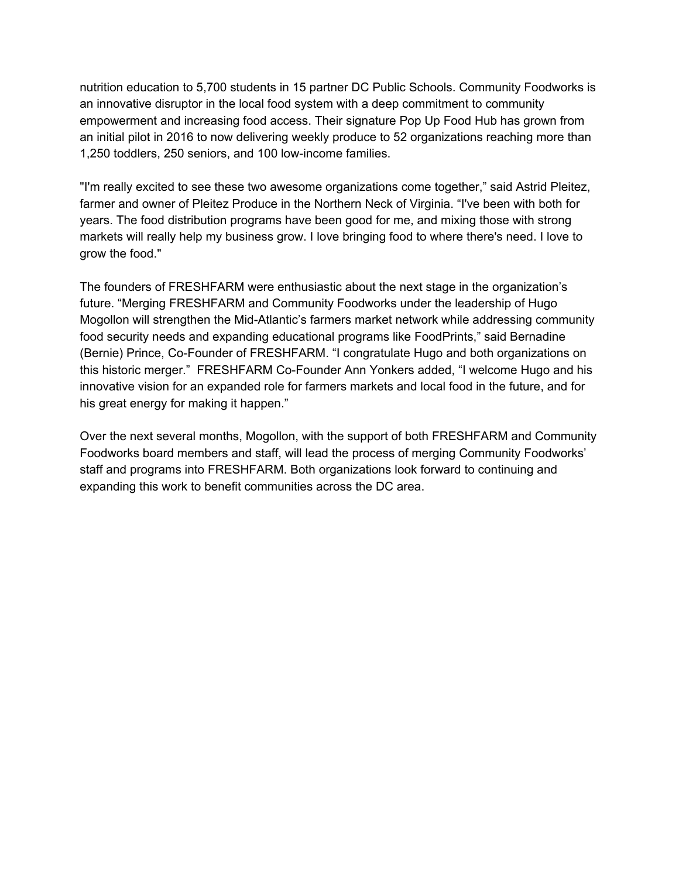nutrition education to 5,700 students in 15 partner DC Public Schools. Community Foodworks is an innovative disruptor in the local food system with a deep commitment to community empowerment and increasing food access. Their signature Pop Up Food Hub has grown from an initial pilot in 2016 to now delivering weekly produce to 52 organizations reaching more than 1,250 toddlers, 250 seniors, and 100 low-income families.

"I'm really excited to see these two awesome organizations come together," said Astrid Pleitez, farmer and owner of Pleitez Produce in the Northern Neck of Virginia. "I've been with both for years. The food distribution programs have been good for me, and mixing those with strong markets will really help my business grow. I love bringing food to where there's need. I love to grow the food."

The founders of FRESHFARM were enthusiastic about the next stage in the organization's future. "Merging FRESHFARM and Community Foodworks under the leadership of Hugo Mogollon will strengthen the Mid-Atlantic's farmers market network while addressing community food security needs and expanding educational programs like FoodPrints," said Bernadine (Bernie) Prince, Co-Founder of FRESHFARM. "I congratulate Hugo and both organizations on this historic merger." FRESHFARM Co-Founder Ann Yonkers added, "I welcome Hugo and his innovative vision for an expanded role for farmers markets and local food in the future, and for his great energy for making it happen."

Over the next several months, Mogollon, with the support of both FRESHFARM and Community Foodworks board members and staff, will lead the process of merging Community Foodworks' staff and programs into FRESHFARM. Both organizations look forward to continuing and expanding this work to benefit communities across the DC area.